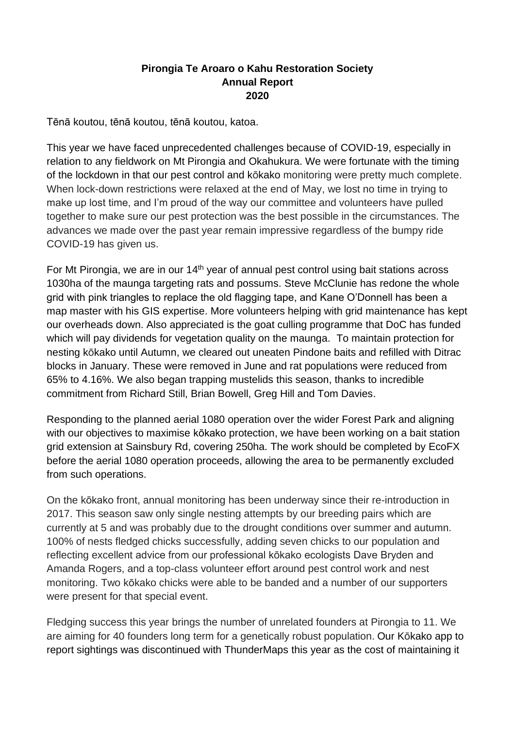**Pirongia Te Aroaro o Kahu Restoration Society**
**Annual Report**
**2020**

Tēnā koutou, tēnā koutou, tēnā koutou, katoa.

This year we have faced unprecedented challenges because of COVID-19, especially in relation to any fieldwork on Mt Pirongia and Okahukura. We were fortunate with the timing of the lockdown in that our pest control and kōkako monitoring were pretty much complete. When lock-down restrictions were relaxed at the end of May, we lost no time in trying to make up lost time, and I'm proud of the way our committee and volunteers have pulled together to make sure our pest protection was the best possible in the circumstances. The advances we made over the past year remain impressive regardless of the bumpy ride COVID-19 has given us.

For Mt Pirongia, we are in our 14th year of annual pest control using bait stations across 1030ha of the maunga targeting rats and possums. Steve McClunie has redone the whole grid with pink triangles to replace the old flagging tape, and Kane O'Donnell has been a map master with his GIS expertise. More volunteers helping with grid maintenance has kept our overheads down. Also appreciated is the goat culling programme that DoC has funded which will pay dividends for vegetation quality on the maunga. To maintain protection for nesting kōkako until Autumn, we cleared out uneaten Pindone baits and refilled with Ditrac blocks in January. These were removed in June and rat populations were reduced from 65% to 4.16%. We also began trapping mustelids this season, thanks to incredible commitment from Richard Still, Brian Bowell, Greg Hill and Tom Davies.

Responding to the planned aerial 1080 operation over the wider Forest Park and aligning with our objectives to maximise kōkako protection, we have been working on a bait station grid extension at Sainsbury Rd, covering 250ha. The work should be completed by EcoFX before the aerial 1080 operation proceeds, allowing the area to be permanently excluded from such operations.

On the kōkako front, annual monitoring has been underway since their re-introduction in 2017. This season saw only single nesting attempts by our breeding pairs which are currently at 5 and was probably due to the drought conditions over summer and autumn. 100% of nests fledged chicks successfully, adding seven chicks to our population and reflecting excellent advice from our professional kōkako ecologists Dave Bryden and Amanda Rogers, and a top-class volunteer effort around pest control work and nest monitoring. Two kōkako chicks were able to be banded and a number of our supporters were present for that special event.

Fledging success this year brings the number of unrelated founders at Pirongia to 11. We are aiming for 40 founders long term for a genetically robust population. Our Kōkako app to report sightings was discontinued with ThunderMaps this year as the cost of maintaining it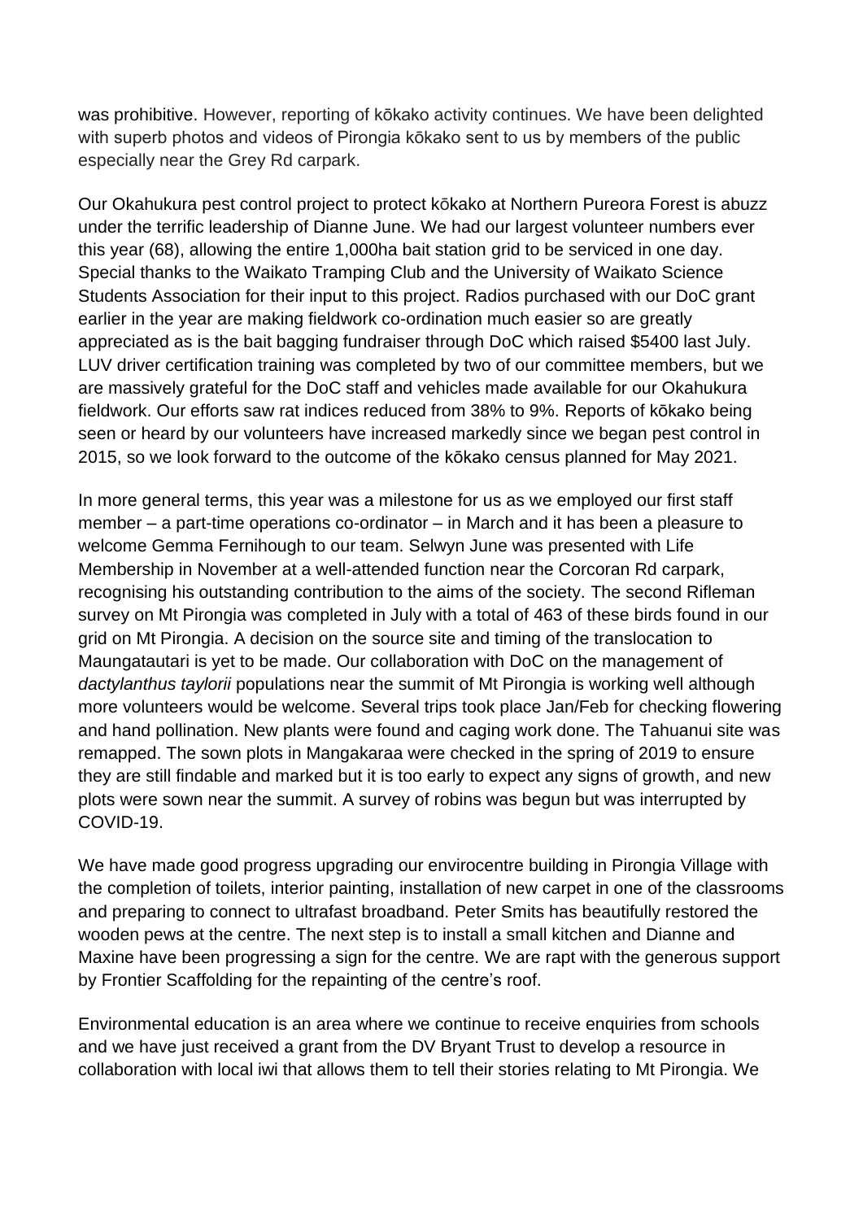was prohibitive. However, reporting of kōkako activity continues. We have been delighted with superb photos and videos of Pirongia kōkako sent to us by members of the public especially near the Grey Rd carpark.

Our Okahukura pest control project to protect kōkako at Northern Pureora Forest is abuzz under the terrific leadership of Dianne June. We had our largest volunteer numbers ever this year (68), allowing the entire 1,000ha bait station grid to be serviced in one day. Special thanks to the Waikato Tramping Club and the University of Waikato Science Students Association for their input to this project. Radios purchased with our DoC grant earlier in the year are making fieldwork co-ordination much easier so are greatly appreciated as is the bait bagging fundraiser through DoC which raised $5400 last July. LUV driver certification training was completed by two of our committee members, but we are massively grateful for the DoC staff and vehicles made available for our Okahukura fieldwork. Our efforts saw rat indices reduced from 38% to 9%. Reports of kōkako being seen or heard by our volunteers have increased markedly since we began pest control in 2015, so we look forward to the outcome of the kōkako census planned for May 2021.

In more general terms, this year was a milestone for us as we employed our first staff member – a part-time operations co-ordinator – in March and it has been a pleasure to welcome Gemma Fernihough to our team. Selwyn June was presented with Life Membership in November at a well-attended function near the Corcoran Rd carpark, recognising his outstanding contribution to the aims of the society. The second Rifleman survey on Mt Pirongia was completed in July with a total of 463 of these birds found in our grid on Mt Pirongia. A decision on the source site and timing of the translocation to Maungatautari is yet to be made. Our collaboration with DoC on the management of *dactylanthus taylorii* populations near the summit of Mt Pirongia is working well although more volunteers would be welcome. Several trips took place Jan/Feb for checking flowering and hand pollination. New plants were found and caging work done. The Tahuanui site was remapped. The sown plots in Mangakaraa were checked in the spring of 2019 to ensure they are still findable and marked but it is too early to expect any signs of growth, and new plots were sown near the summit. A survey of robins was begun but was interrupted by COVID-19.

We have made good progress upgrading our envirocentre building in Pirongia Village with the completion of toilets, interior painting, installation of new carpet in one of the classrooms and preparing to connect to ultrafast broadband. Peter Smits has beautifully restored the wooden pews at the centre. The next step is to install a small kitchen and Dianne and Maxine have been progressing a sign for the centre. We are rapt with the generous support by Frontier Scaffolding for the repainting of the centre's roof.

Environmental education is an area where we continue to receive enquiries from schools and we have just received a grant from the DV Bryant Trust to develop a resource in collaboration with local iwi that allows them to tell their stories relating to Mt Pirongia. We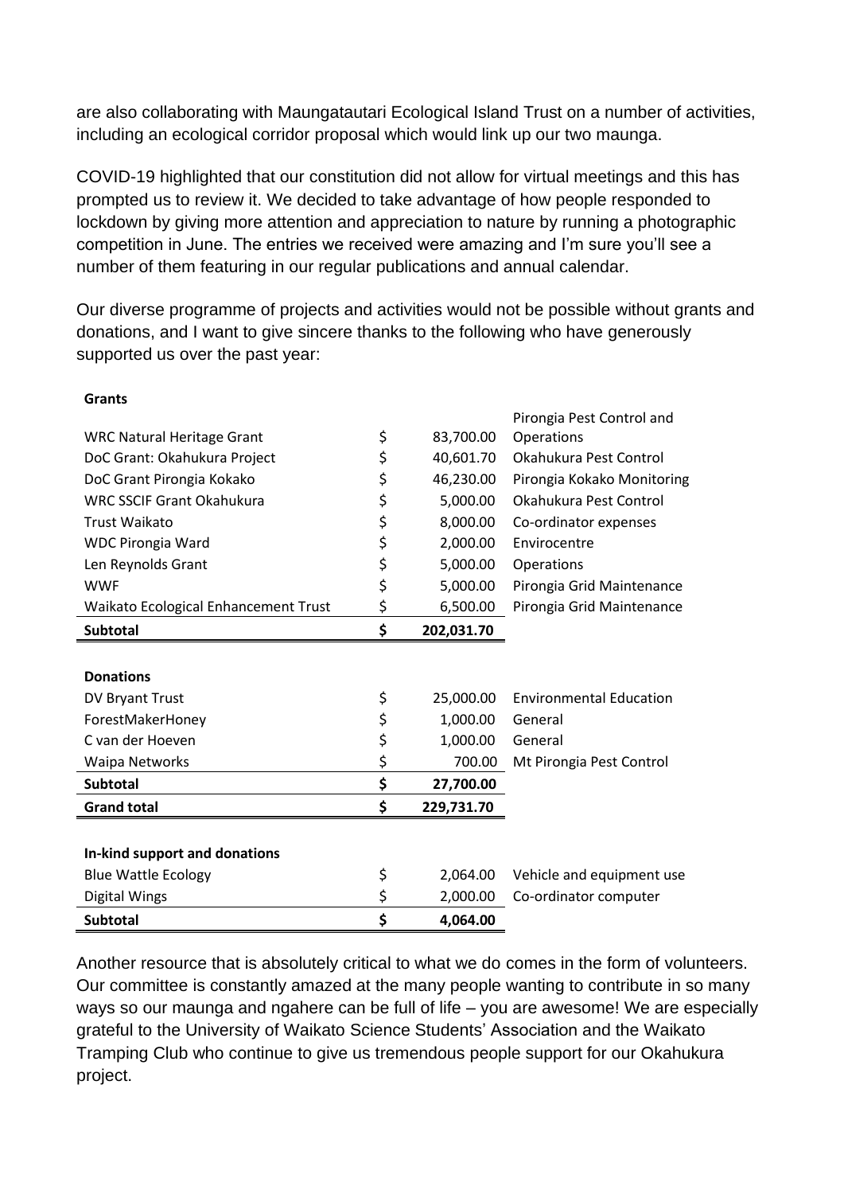are also collaborating with Maungatautari Ecological Island Trust on a number of activities, including an ecological corridor proposal which would link up our two maunga.

COVID-19 highlighted that our constitution did not allow for virtual meetings and this has prompted us to review it. We decided to take advantage of how people responded to lockdown by giving more attention and appreciation to nature by running a photographic competition in June. The entries we received were amazing and I'm sure you'll see a number of them featuring in our regular publications and annual calendar.

Our diverse programme of projects and activities would not be possible without grants and donations, and I want to give sincere thanks to the following who have generously supported us over the past year:

| **Grants** | | |
|---|---|---|
| WRC Natural Heritage Grant | $ 83,700.00 | Pirongia Pest Control and Operations |
| DoC Grant: Okahukura Project | $ 40,601.70 | Okahukura Pest Control |
| DoC Grant Pirongia Kokako | $ 46,230.00 | Pirongia Kokako Monitoring |
| WRC SSCIF Grant Okahukura | $ 5,000.00 | Okahukura Pest Control |
| Trust Waikato | $ 8,000.00 | Co-ordinator expenses |
| WDC Pirongia Ward | $ 2,000.00 | Envirocentre |
| Len Reynolds Grant | $ 5,000.00 | Operations |
| WWF | $ 5,000.00 | Pirongia Grid Maintenance |
| Waikato Ecological Enhancement Trust | $ 6,500.00 | Pirongia Grid Maintenance |
| **Subtotal** | **$ 202,031.70** | |
| | | |
| **Donations** | | |
| DV Bryant Trust | $ 25,000.00 | Environmental Education |
| ForestMakerHoney | $ 1,000.00 | General |
| C van der Hoeven | $ 1,000.00 | General |
| Waipa Networks | $ 700.00 | Mt Pirongia Pest Control |
| **Subtotal** | **$ 27,700.00** | |
| **Grand total** | **$ 229,731.70** | |
| | | |
| **In-kind support and donations** | | |
| Blue Wattle Ecology | $ 2,064.00 | Vehicle and equipment use |
| Digital Wings | $ 2,000.00 | Co-ordinator computer |
| **Subtotal** | **$ 4,064.00** | |

Another resource that is absolutely critical to what we do comes in the form of volunteers. Our committee is constantly amazed at the many people wanting to contribute in so many ways so our maunga and ngahere can be full of life – you are awesome! We are especially grateful to the University of Waikato Science Students' Association and the Waikato Tramping Club who continue to give us tremendous people support for our Okahukura project.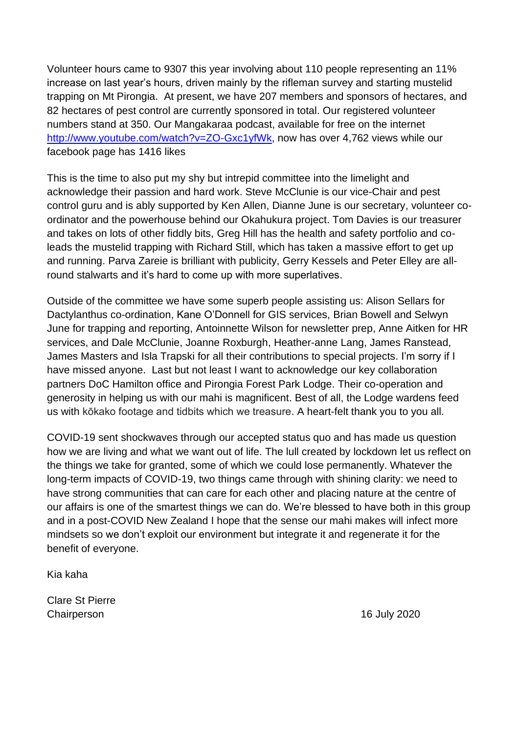Volunteer hours came to 9307 this year involving about 110 people representing an 11% increase on last year's hours, driven mainly by the rifleman survey and starting mustelid trapping on Mt Pirongia. At present, we have 207 members and sponsors of hectares, and 82 hectares of pest control are currently sponsored in total. Our registered volunteer numbers stand at 350. Our Mangakaraa podcast, available for free on the internet http://www.youtube.com/watch?v=ZO-Gxc1yfWk, now has over 4,762 views while our facebook page has 1416 likes

This is the time to also put my shy but intrepid committee into the limelight and acknowledge their passion and hard work. Steve McClunie is our vice-Chair and pest control guru and is ably supported by Ken Allen, Dianne June is our secretary, volunteer co-ordinator and the powerhouse behind our Okahukura project. Tom Davies is our treasurer and takes on lots of other fiddly bits, Greg Hill has the health and safety portfolio and co-leads the mustelid trapping with Richard Still, which has taken a massive effort to get up and running. Parva Zareie is brilliant with publicity, Gerry Kessels and Peter Elley are all-round stalwarts and it's hard to come up with more superlatives.

Outside of the committee we have some superb people assisting us: Alison Sellars for Dactylanthus co-ordination, Kane O'Donnell for GIS services, Brian Bowell and Selwyn June for trapping and reporting, Antoinnette Wilson for newsletter prep, Anne Aitken for HR services, and Dale McClunie, Joanne Roxburgh, Heather-anne Lang, James Ranstead, James Masters and Isla Trapski for all their contributions to special projects. I'm sorry if I have missed anyone. Last but not least I want to acknowledge our key collaboration partners DoC Hamilton office and Pirongia Forest Park Lodge. Their co-operation and generosity in helping us with our mahi is magnificent. Best of all, the Lodge wardens feed us with kōkako footage and tidbits which we treasure. A heart-felt thank you to you all.

COVID-19 sent shockwaves through our accepted status quo and has made us question how we are living and what we want out of life. The lull created by lockdown let us reflect on the things we take for granted, some of which we could lose permanently. Whatever the long-term impacts of COVID-19, two things came through with shining clarity: we need to have strong communities that can care for each other and placing nature at the centre of our affairs is one of the smartest things we can do. We're blessed to have both in this group and in a post-COVID New Zealand I hope that the sense our mahi makes will infect more mindsets so we don't exploit our environment but integrate it and regenerate it for the benefit of everyone.

Kia kaha

Clare St Pierre
Chairperson

16 July 2020